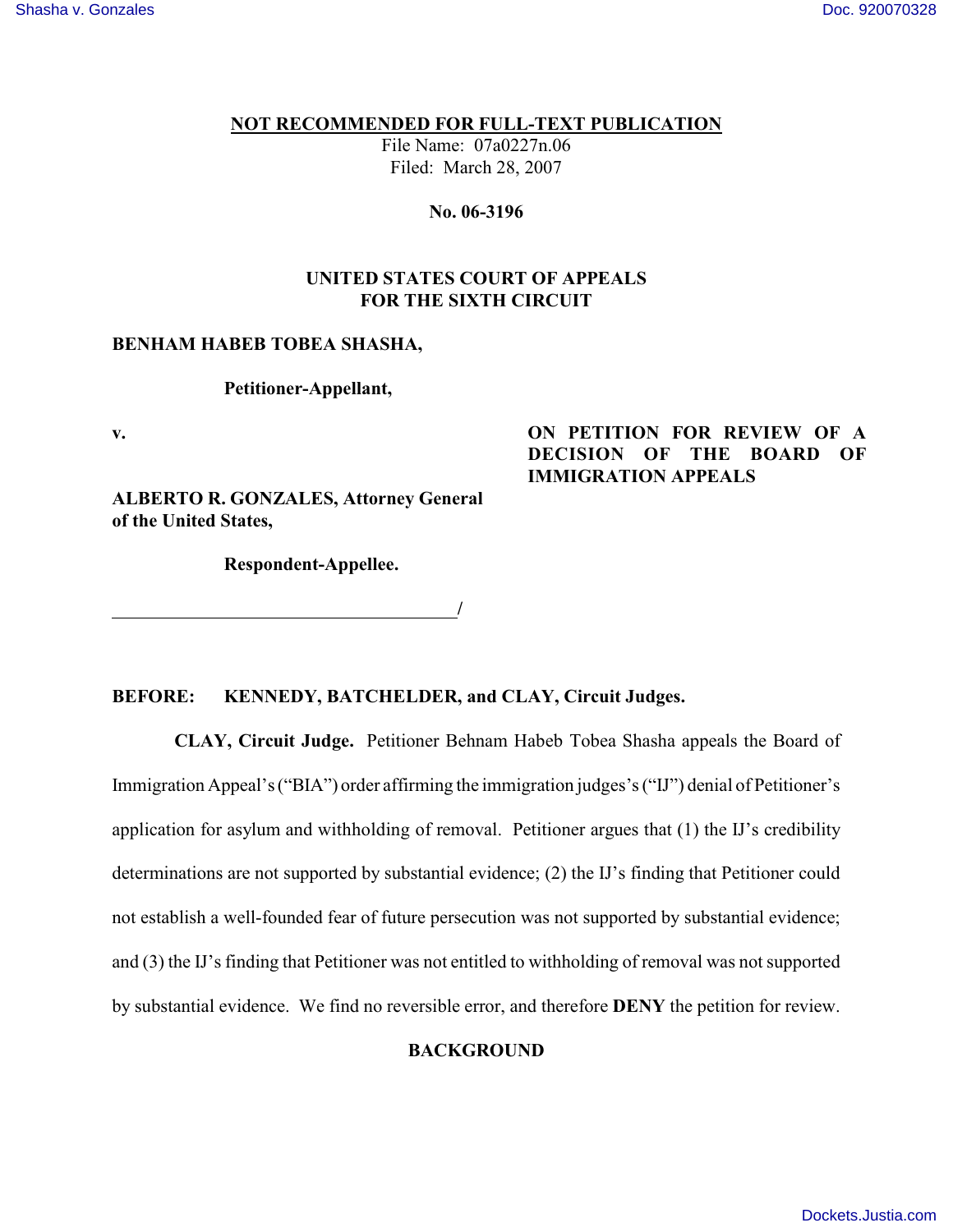**NOT RECOMMENDED FOR FULL-TEXT PUBLICATION**

File Name: 07a0227n.06

Filed: March 28, 2007

**No. 06-3196**

**UNITED STATES COURT OF APPEALS FOR THE SIXTH CIRCUIT**

**BENHAM HABEB TOBEA SHASHA,**

**Petitioner-Appellant,**

**v.**

**ALBERTO R. GONZALES, Attorney General of the United States,**

**Respondent-Appellee.**

**ON PETITION FOR REVIEW OF A DECISION OF THE BOARD OF IMMIGRATION APPEALS**

**BEFORE: KENNEDY, BATCHELDER, and CLAY, Circuit Judges.**

**CLAY, Circuit Judge.** Petitioner Behnam Habeb Tobea Shasha appeals the Board of Immigration Appeal's ("BIA") order affirming the immigration judges's ("IJ") denial of Petitioner's application for asylum and withholding of removal. Petitioner argues that (1) the IJ's credibility determinations are not supported by substantial evidence; (2) the IJ's finding that Petitioner could not establish a well-founded fear of future persecution was not supported by substantial evidence; and (3) the IJ's finding that Petitioner was not entitled to withholding of removal was not supported by substantial evidence. We find no reversible error, and therefore **DENY** the petition for review.

## BACKGROUND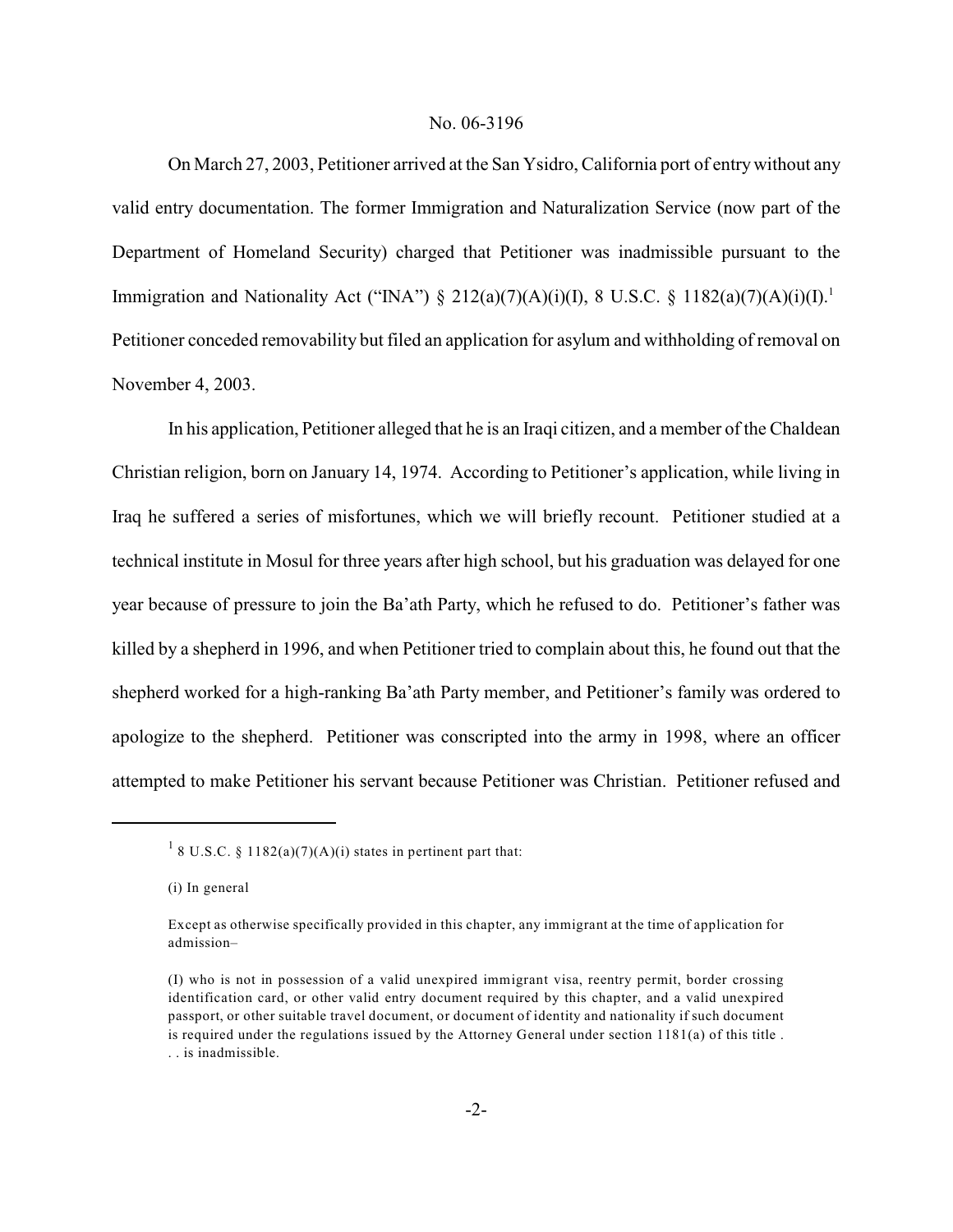On March 27, 2003, Petitioner arrived at the San Ysidro, California port of entry without any valid entry documentation. The former Immigration and Naturalization Service (now part of the Department of Homeland Security) charged that Petitioner was inadmissible pursuant to the Immigration and Nationality Act ("INA") § 212(a)(7)(A)(i)(I), 8 U.S.C. § 1182(a)(7)(A)(i)(I).[1] Petitioner conceded removability but filed an application for asylum and withholding of removal on November 4, 2003.

In his application, Petitioner alleged that he is an Iraqi citizen, and a member of the Chaldean Christian religion, born on January 14, 1974. According to Petitioner's application, while living in Iraq he suffered a series of misfortunes, which we will briefly recount. Petitioner studied at a technical institute in Mosul for three years after high school, but his graduation was delayed for one year because of pressure to join the Ba'ath Party, which he refused to do. Petitioner's father was killed by a shepherd in 1996, and when Petitioner tried to complain about this, he found out that the shepherd worked for a high-ranking Ba'ath Party member, and Petitioner's family was ordered to apologize to the shepherd. Petitioner was conscripted into the army in 1998, where an officer attempted to make Petitioner his servant because Petitioner was Christian. Petitioner refused and

---

[1] 8 U.S.C. § 1182(a)(7)(A)(i) states in pertinent part that:

(i) In general

Except as otherwise specifically provided in this chapter, any immigrant at the time of application for admission–

(I) who is not in possession of a valid unexpired immigrant visa, reentry permit, border crossing identification card, or other valid entry document required by this chapter, and a valid unexpired passport, or other suitable travel document, or document of identity and nationality if such document is required under the regulations issued by the Attorney General under section 1181(a) of this title . . . is inadmissible.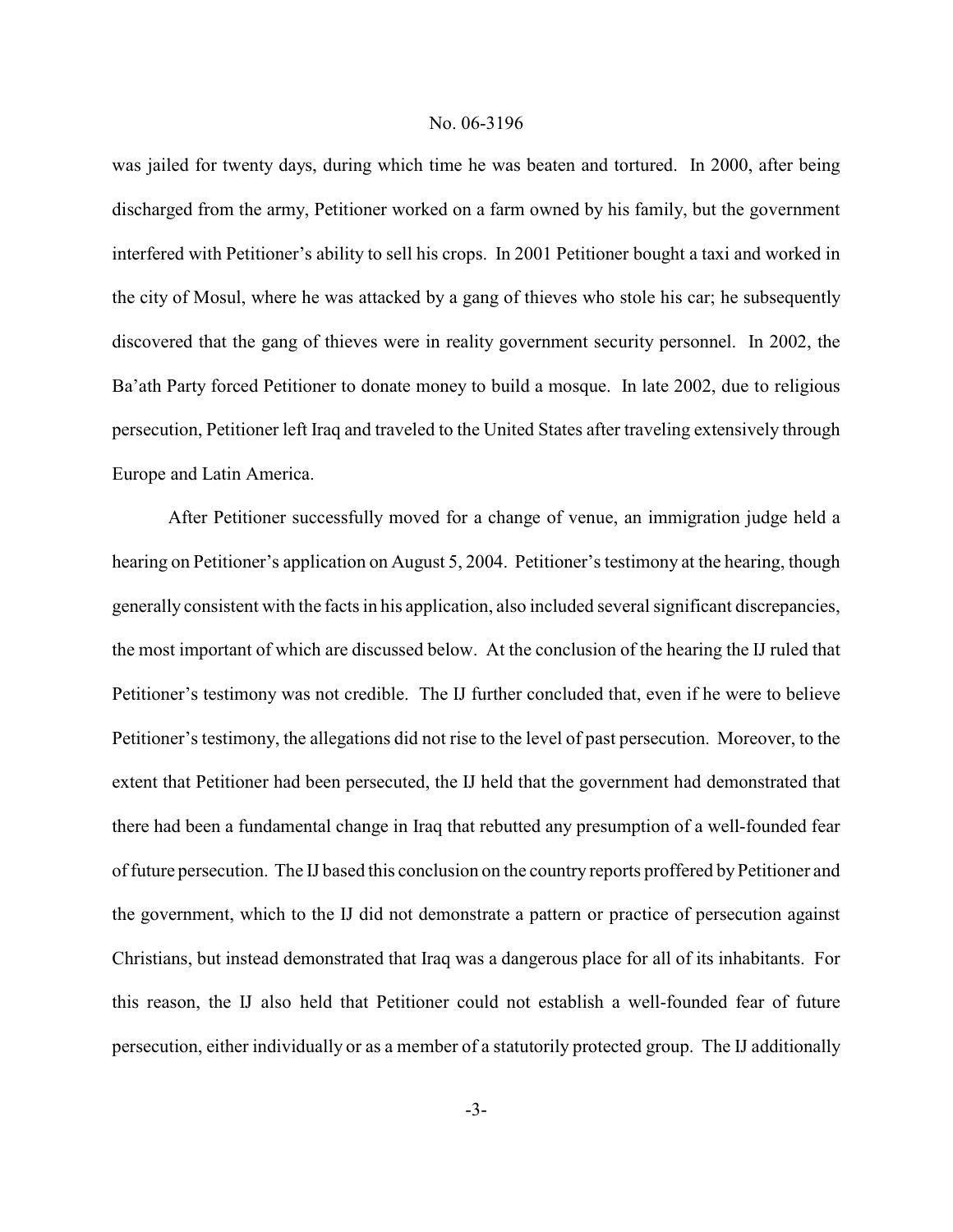was jailed for twenty days, during which time he was beaten and tortured. In 2000, after being discharged from the army, Petitioner worked on a farm owned by his family, but the government interfered with Petitioner's ability to sell his crops. In 2001 Petitioner bought a taxi and worked in the city of Mosul, where he was attacked by a gang of thieves who stole his car; he subsequently discovered that the gang of thieves were in reality government security personnel. In 2002, the Ba'ath Party forced Petitioner to donate money to build a mosque. In late 2002, due to religious persecution, Petitioner left Iraq and traveled to the United States after traveling extensively through Europe and Latin America.

After Petitioner successfully moved for a change of venue, an immigration judge held a hearing on Petitioner's application on August 5, 2004. Petitioner's testimony at the hearing, though generally consistent with the facts in his application, also included several significant discrepancies, the most important of which are discussed below. At the conclusion of the hearing the IJ ruled that Petitioner's testimony was not credible. The IJ further concluded that, even if he were to believe Petitioner's testimony, the allegations did not rise to the level of past persecution. Moreover, to the extent that Petitioner had been persecuted, the IJ held that the government had demonstrated that there had been a fundamental change in Iraq that rebutted any presumption of a well-founded fear of future persecution. The IJ based this conclusion on the country reports proffered by Petitioner and the government, which to the IJ did not demonstrate a pattern or practice of persecution against Christians, but instead demonstrated that Iraq was a dangerous place for all of its inhabitants. For this reason, the IJ also held that Petitioner could not establish a well-founded fear of future persecution, either individually or as a member of a statutorily protected group. The IJ additionally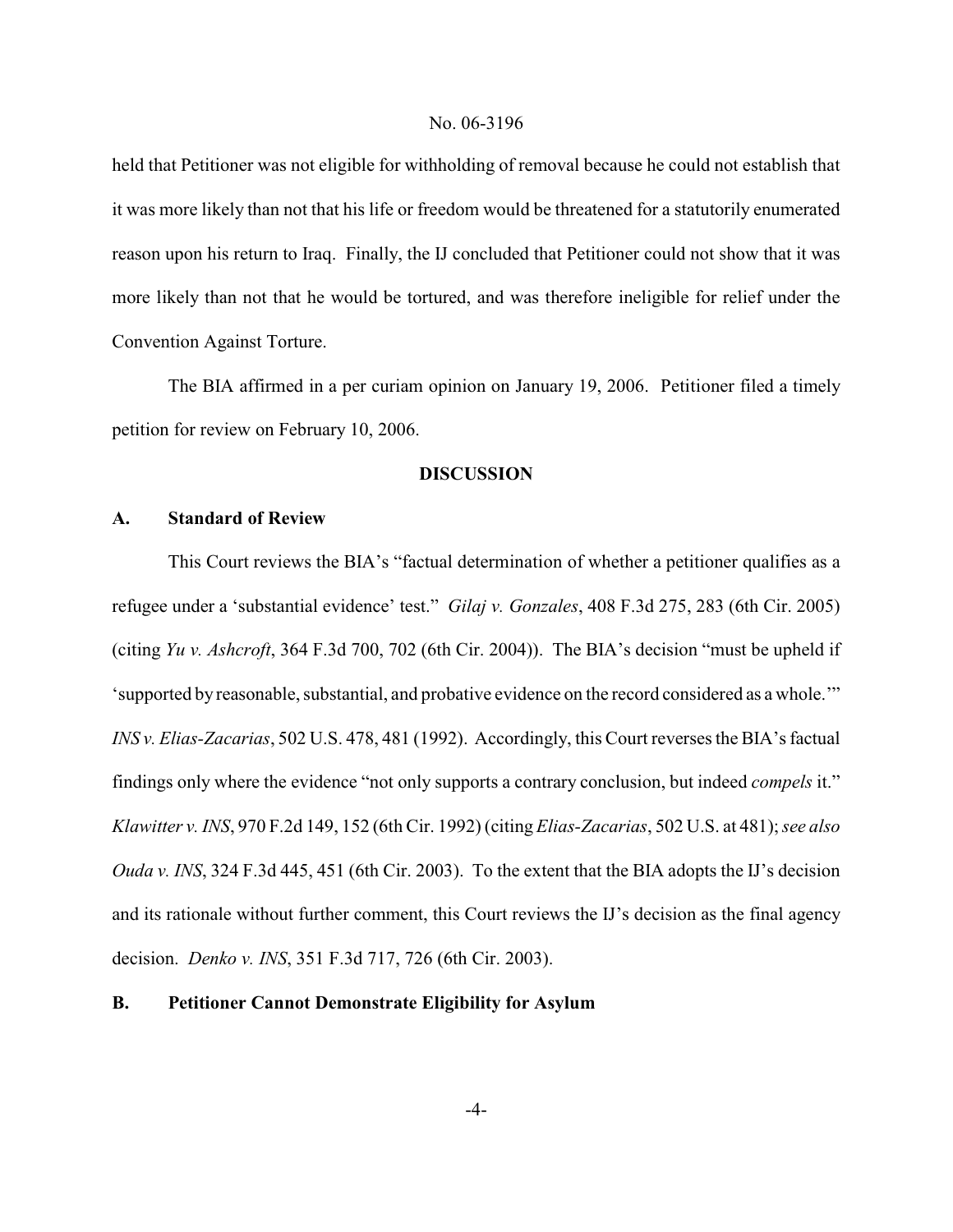held that Petitioner was not eligible for withholding of removal because he could not establish that it was more likely than not that his life or freedom would be threatened for a statutorily enumerated reason upon his return to Iraq. Finally, the IJ concluded that Petitioner could not show that it was more likely than not that he would be tortured, and was therefore ineligible for relief under the Convention Against Torture.

The BIA affirmed in a per curiam opinion on January 19, 2006. Petitioner filed a timely petition for review on February 10, 2006.

## DISCUSSION

### A. Standard of Review

This Court reviews the BIA's "factual determination of whether a petitioner qualifies as a refugee under a 'substantial evidence' test." *Gilaj v. Gonzales*, 408 F.3d 275, 283 (6th Cir. 2005) (citing *Yu v. Ashcroft*, 364 F.3d 700, 702 (6th Cir. 2004)). The BIA's decision "must be upheld if 'supported by reasonable, substantial, and probative evidence on the record considered as a whole.'" *INS v. Elias-Zacarias*, 502 U.S. 478, 481 (1992). Accordingly, this Court reverses the BIA's factual findings only where the evidence "not only supports a contrary conclusion, but indeed *compels* it." *Klawitter v. INS*, 970 F.2d 149, 152 (6th Cir. 1992) (citing *Elias-Zacarias*, 502 U.S. at 481); *see also Ouda v. INS*, 324 F.3d 445, 451 (6th Cir. 2003). To the extent that the BIA adopts the IJ's decision and its rationale without further comment, this Court reviews the IJ's decision as the final agency decision. *Denko v. INS*, 351 F.3d 717, 726 (6th Cir. 2003).

### B. Petitioner Cannot Demonstrate Eligibility for Asylum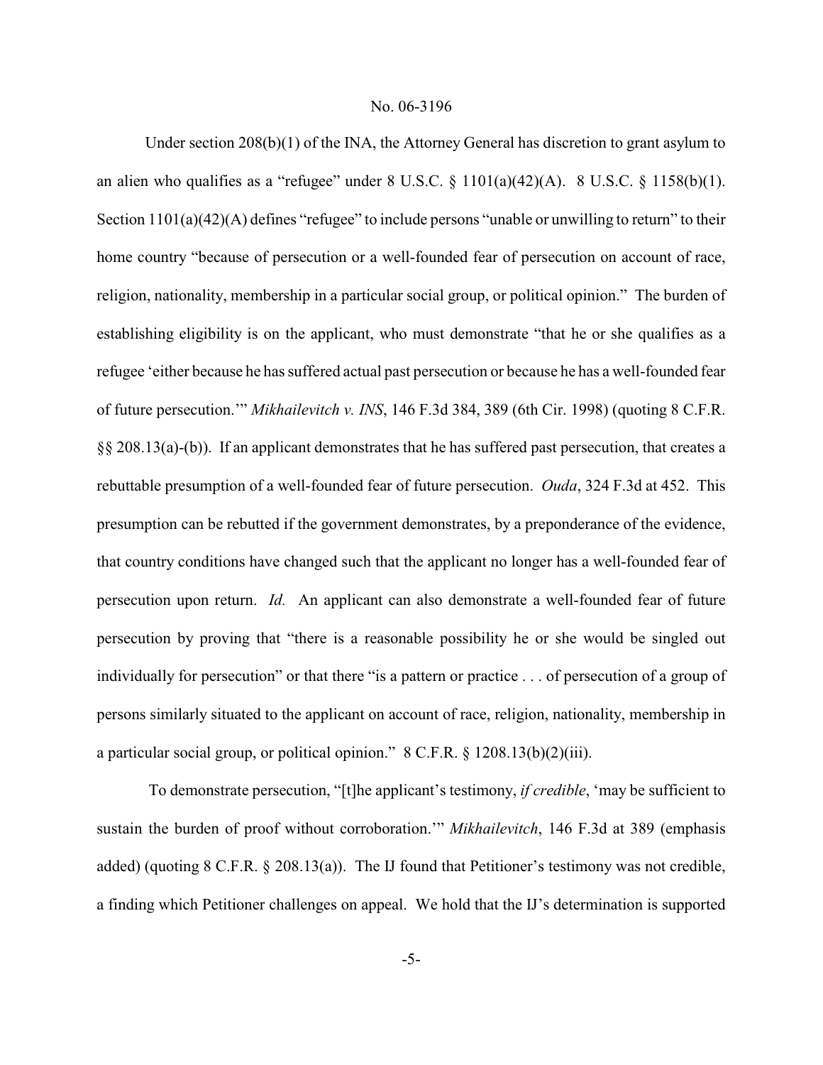Under section 208(b)(1) of the INA, the Attorney General has discretion to grant asylum to an alien who qualifies as a "refugee" under 8 U.S.C. § 1101(a)(42)(A). 8 U.S.C. § 1158(b)(1). Section 1101(a)(42)(A) defines "refugee" to include persons "unable or unwilling to return" to their home country "because of persecution or a well-founded fear of persecution on account of race, religion, nationality, membership in a particular social group, or political opinion." The burden of establishing eligibility is on the applicant, who must demonstrate "that he or she qualifies as a refugee 'either because he has suffered actual past persecution or because he has a well-founded fear of future persecution.'" *Mikhailevitch v. INS*, 146 F.3d 384, 389 (6th Cir. 1998) (quoting 8 C.F.R. §§ 208.13(a)-(b)). If an applicant demonstrates that he has suffered past persecution, that creates a rebuttable presumption of a well-founded fear of future persecution. *Ouda*, 324 F.3d at 452. This presumption can be rebutted if the government demonstrates, by a preponderance of the evidence, that country conditions have changed such that the applicant no longer has a well-founded fear of persecution upon return. *Id.* An applicant can also demonstrate a well-founded fear of future persecution by proving that "there is a reasonable possibility he or she would be singled out individually for persecution" or that there "is a pattern or practice . . . of persecution of a group of persons similarly situated to the applicant on account of race, religion, nationality, membership in a particular social group, or political opinion." 8 C.F.R. § 1208.13(b)(2)(iii).

To demonstrate persecution, "[t]he applicant's testimony, *if credible*, 'may be sufficient to sustain the burden of proof without corroboration.'" *Mikhailevitch*, 146 F.3d at 389 (emphasis added) (quoting 8 C.F.R. § 208.13(a)). The IJ found that Petitioner's testimony was not credible, a finding which Petitioner challenges on appeal. We hold that the IJ's determination is supported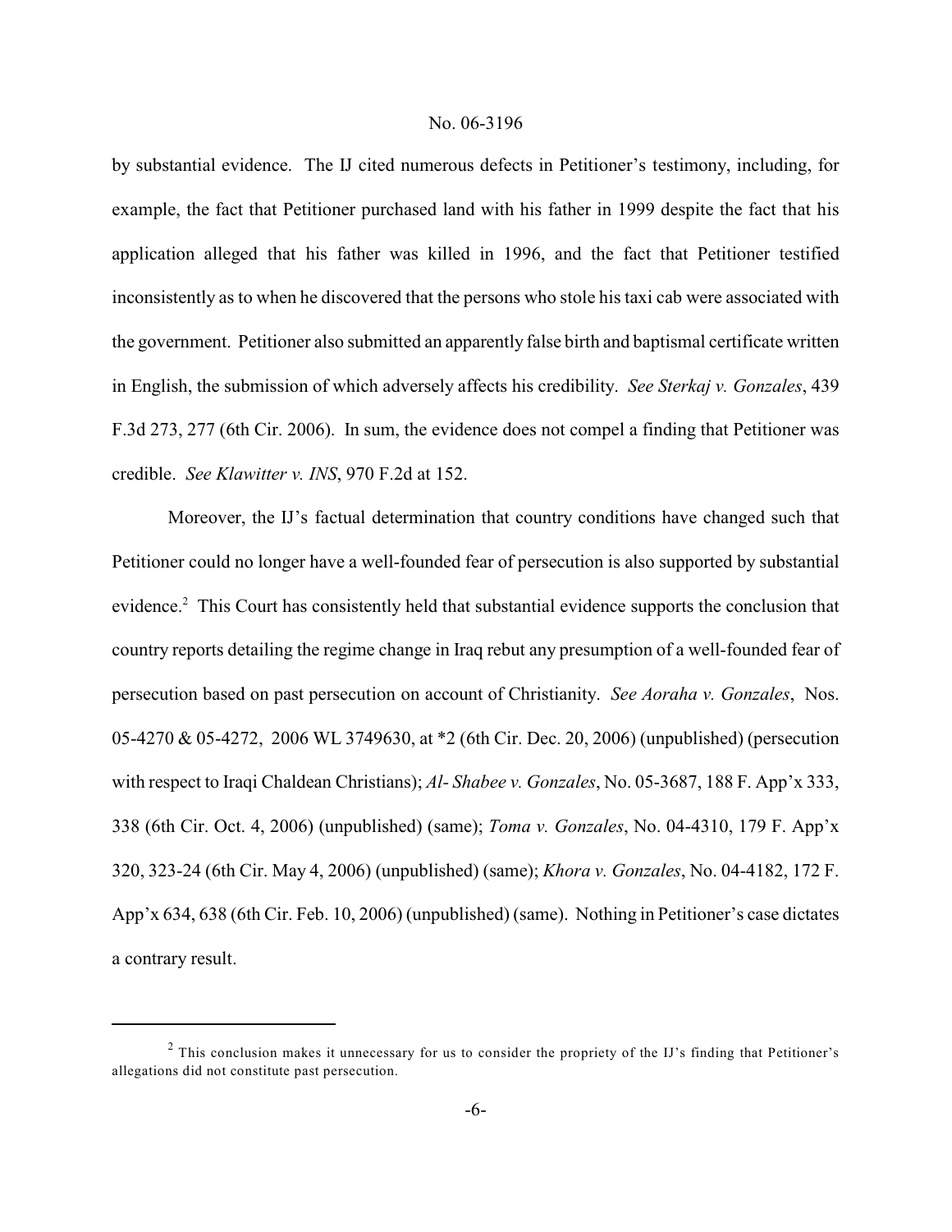by substantial evidence. The IJ cited numerous defects in Petitioner's testimony, including, for example, the fact that Petitioner purchased land with his father in 1999 despite the fact that his application alleged that his father was killed in 1996, and the fact that Petitioner testified inconsistently as to when he discovered that the persons who stole his taxi cab were associated with the government. Petitioner also submitted an apparently false birth and baptismal certificate written in English, the submission of which adversely affects his credibility. *See Sterkaj v. Gonzales*, 439 F.3d 273, 277 (6th Cir. 2006). In sum, the evidence does not compel a finding that Petitioner was credible. *See Klawitter v. INS*, 970 F.2d at 152.

Moreover, the IJ's factual determination that country conditions have changed such that Petitioner could no longer have a well-founded fear of persecution is also supported by substantial evidence.[2] This Court has consistently held that substantial evidence supports the conclusion that country reports detailing the regime change in Iraq rebut any presumption of a well-founded fear of persecution based on past persecution on account of Christianity. *See Aoraha v. Gonzales*, Nos. 05-4270 & 05-4272, 2006 WL 3749630, at *2 (6th Cir. Dec. 20, 2006) (unpublished) (persecution with respect to Iraqi Chaldean Christians); *Al- Shabee v. Gonzales*, No. 05-3687, 188 F. App'x 333, 338 (6th Cir. Oct. 4, 2006) (unpublished) (same); *Toma v. Gonzales*, No. 04-4310, 179 F. App'x 320, 323-24 (6th Cir. May 4, 2006) (unpublished) (same); *Khora v. Gonzales*, No. 04-4182, 172 F. App'x 634, 638 (6th Cir. Feb. 10, 2006) (unpublished) (same). Nothing in Petitioner's case dictates a contrary result.

---

[2] This conclusion makes it unnecessary for us to consider the propriety of the IJ's finding that Petitioner's allegations did not constitute past persecution.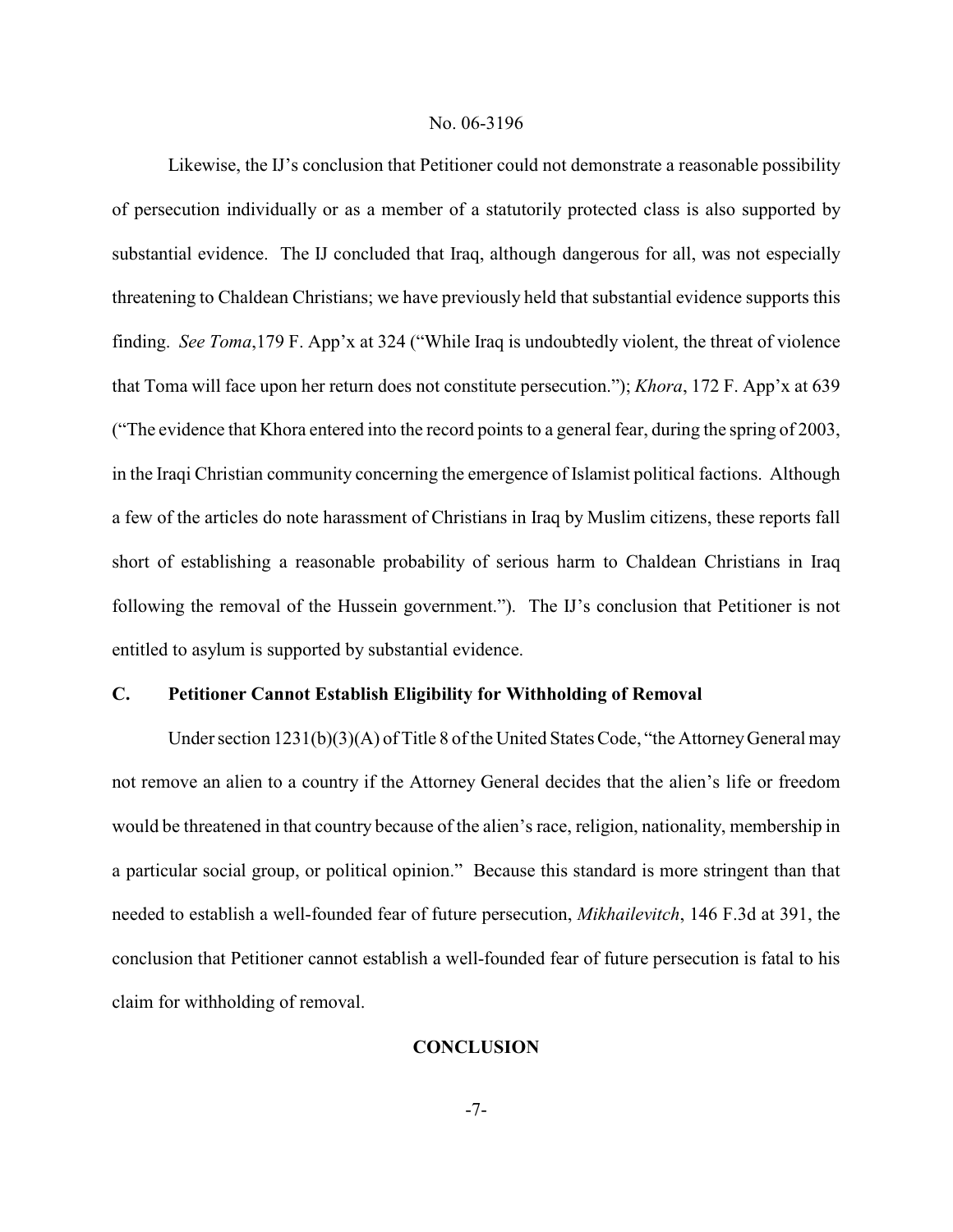Likewise, the IJ's conclusion that Petitioner could not demonstrate a reasonable possibility of persecution individually or as a member of a statutorily protected class is also supported by substantial evidence. The IJ concluded that Iraq, although dangerous for all, was not especially threatening to Chaldean Christians; we have previously held that substantial evidence supports this finding. *See Toma*,179 F. App'x at 324 ("While Iraq is undoubtedly violent, the threat of violence that Toma will face upon her return does not constitute persecution."); *Khora*, 172 F. App'x at 639 ("The evidence that Khora entered into the record points to a general fear, during the spring of 2003, in the Iraqi Christian community concerning the emergence of Islamist political factions. Although a few of the articles do note harassment of Christians in Iraq by Muslim citizens, these reports fall short of establishing a reasonable probability of serious harm to Chaldean Christians in Iraq following the removal of the Hussein government."). The IJ's conclusion that Petitioner is not entitled to asylum is supported by substantial evidence.

### C. Petitioner Cannot Establish Eligibility for Withholding of Removal

Under section 1231(b)(3)(A) of Title 8 of the United States Code, "the Attorney General may not remove an alien to a country if the Attorney General decides that the alien's life or freedom would be threatened in that country because of the alien's race, religion, nationality, membership in a particular social group, or political opinion." Because this standard is more stringent than that needed to establish a well-founded fear of future persecution, *Mikhailevitch*, 146 F.3d at 391, the conclusion that Petitioner cannot establish a well-founded fear of future persecution is fatal to his claim for withholding of removal.

## CONCLUSION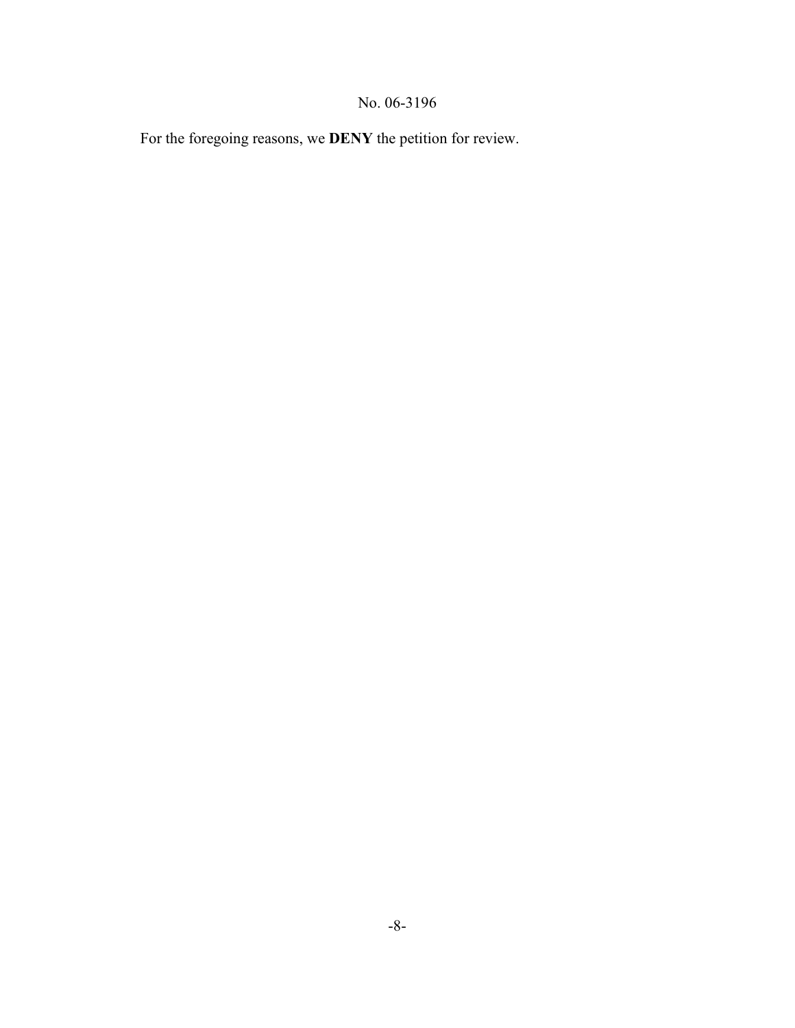For the foregoing reasons, we **DENY** the petition for review.